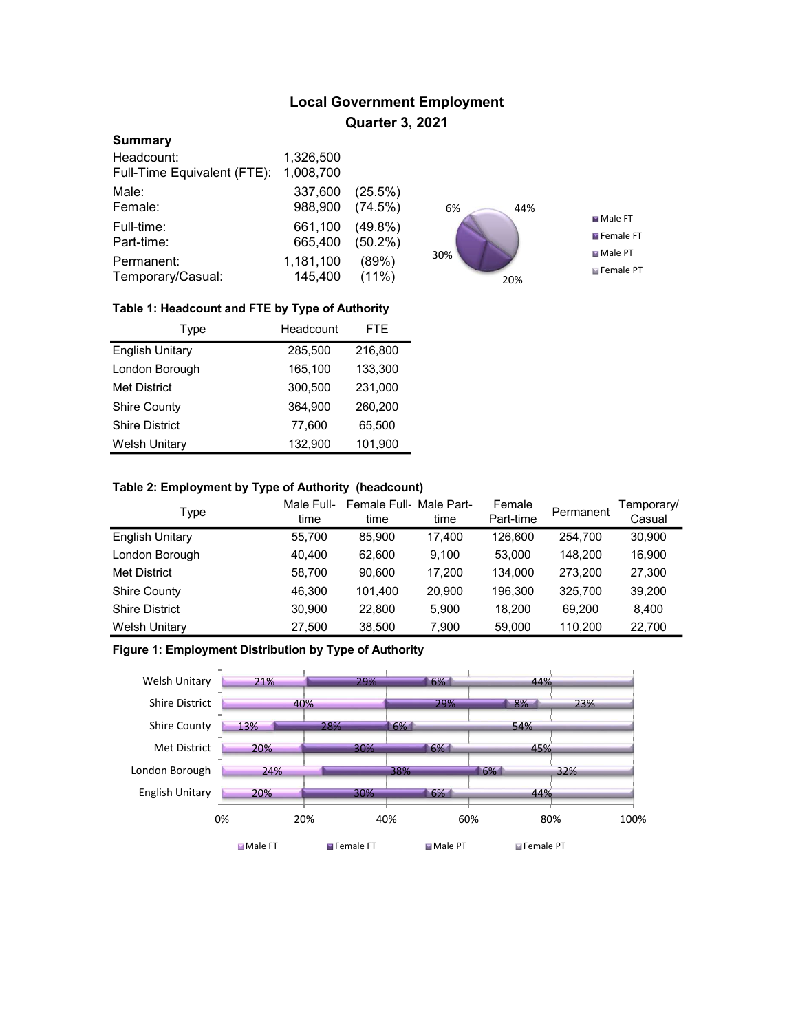# Local Government Employment

## Quarter 3, 2021

### Summary

| | | |
|---|---|---|
| Headcount: | 1,326,500 | |
| Full-Time Equivalent (FTE): | 1,008,700 | |
| Male: | 337,600 | (25.5%) |
| Female: | 988,900 | (74.5%) |
| Full-time: | 661,100 | (49.8%) |
| Part-time: | 665,400 | (50.2%) |
| Permanent: | 1,181,100 | (89%) |
| Temporary/Casual: | 145,400 | (11%) |

**Table 1: Headcount and FTE by Type of Authority**

| Type | Headcount | FTE |
|---|---|---|
| English Unitary | 285,500 | 216,800 |
| London Borough | 165,100 | 133,300 |
| Met District | 300,500 | 231,000 |
| Shire County | 364,900 | 260,200 |
| Shire District | 77,600 | 65,500 |
| Welsh Unitary | 132,900 | 101,900 |

**Table 2: Employment by Type of Authority (headcount)**

| Type | Male Full-time | Female Full-time | Male Part-time | Female Part-time | Permanent | Temporary/ Casual |
|---|---|---|---|---|---|---|
| English Unitary | 55,700 | 85,900 | 17,400 | 126,600 | 254,700 | 30,900 |
| London Borough | 40,400 | 62,600 | 9,100 | 53,000 | 148,200 | 16,900 |
| Met District | 58,700 | 90,600 | 17,200 | 134,000 | 273,200 | 27,300 |
| Shire County | 46,300 | 101,400 | 20,900 | 196,300 | 325,700 | 39,200 |
| Shire District | 30,900 | 22,800 | 5,900 | 18,200 | 69,200 | 8,400 |
| Welsh Unitary | 27,500 | 38,500 | 7,900 | 59,000 | 110,200 | 22,700 |

**Figure 1: Employment Distribution by Type of Authority**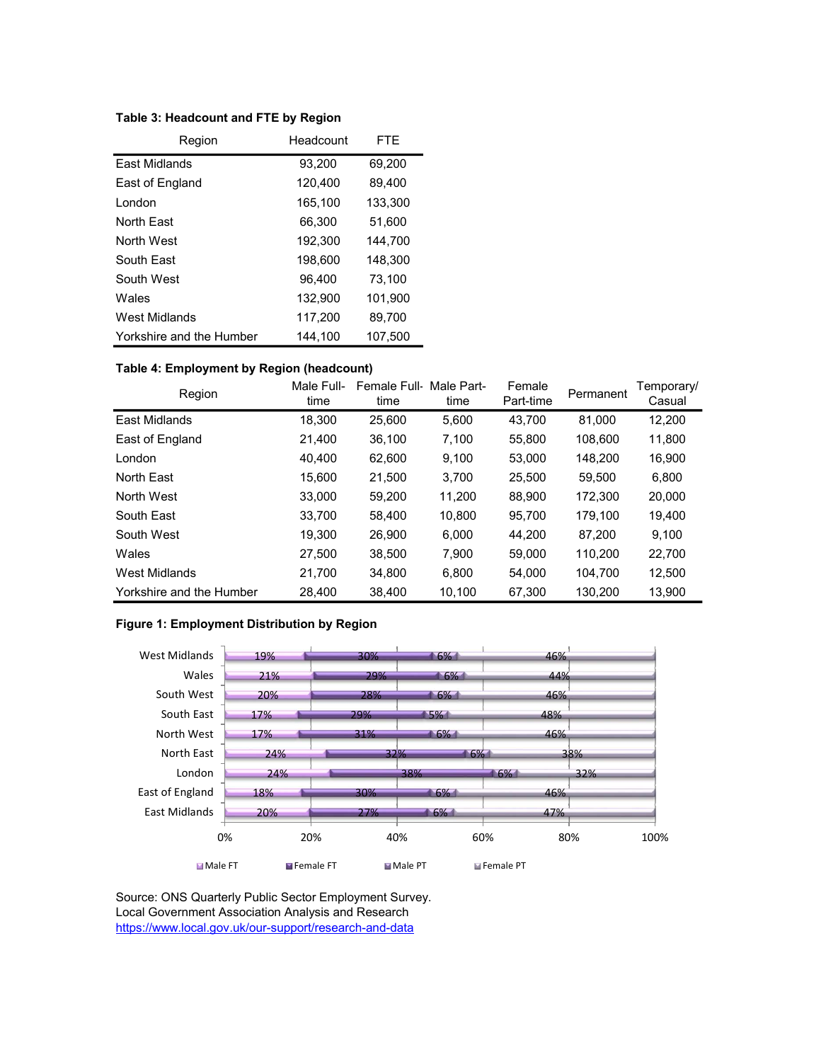**Table 3: Headcount and FTE by Region**

| Region | Headcount | FTE |
|---|---|---|
| East Midlands | 93,200 | 69,200 |
| East of England | 120,400 | 89,400 |
| London | 165,100 | 133,300 |
| North East | 66,300 | 51,600 |
| North West | 192,300 | 144,700 |
| South East | 198,600 | 148,300 |
| South West | 96,400 | 73,100 |
| Wales | 132,900 | 101,900 |
| West Midlands | 117,200 | 89,700 |
| Yorkshire and the Humber | 144,100 | 107,500 |

**Table 4: Employment by Region (headcount)**

| Region | Male Full-time | Female Full-time | Male Part-time | Female Part-time | Permanent | Temporary/ Casual |
|---|---|---|---|---|---|---|
| East Midlands | 18,300 | 25,600 | 5,600 | 43,700 | 81,000 | 12,200 |
| East of England | 21,400 | 36,100 | 7,100 | 55,800 | 108,600 | 11,800 |
| London | 40,400 | 62,600 | 9,100 | 53,000 | 148,200 | 16,900 |
| North East | 15,600 | 21,500 | 3,700 | 25,500 | 59,500 | 6,800 |
| North West | 33,000 | 59,200 | 11,200 | 88,900 | 172,300 | 20,000 |
| South East | 33,700 | 58,400 | 10,800 | 95,700 | 179,100 | 19,400 |
| South West | 19,300 | 26,900 | 6,000 | 44,200 | 87,200 | 9,100 |
| Wales | 27,500 | 38,500 | 7,900 | 59,000 | 110,200 | 22,700 |
| West Midlands | 21,700 | 34,800 | 6,800 | 54,000 | 104,700 | 12,500 |
| Yorkshire and the Humber | 28,400 | 38,400 | 10,100 | 67,300 | 130,200 | 13,900 |

**Figure 1: Employment Distribution by Region**

West Midlands 19% 30% 6% 46%
Wales 21% 29% 6% 44%
South West 20% 28% 6% 46%
South East 17% 29% 5% 48%
North West 17% 31% 6% 46%
North East 24% 32% 6% 38%
London 24% 38% 6% 32%
East of England 18% 30% 6% 46%
East Midlands 20% 27% 6% 47%

0% 20% 40% 60% 80% 100%

Male FT Female FT Male PT Female PT

Source: ONS Quarterly Public Sector Employment Survey.
Local Government Association Analysis and Research
https://www.local.gov.uk/our-support/research-and-data